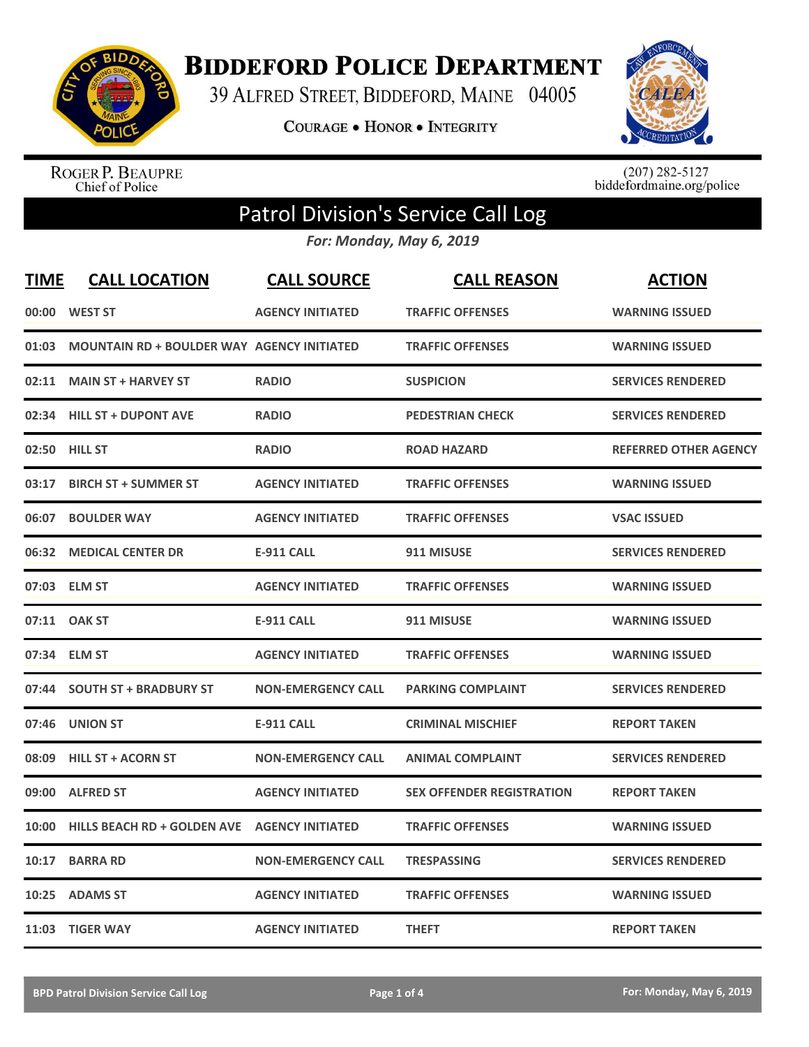# Biddeford Police Department

39 Alfred Street, Biddeford, Maine 04005

Courage • Honor • Integrity

Roger P. Beaupre
Chief of Police

(207) 282-5127
biddefordmaine.org/police

## Patrol Division's Service Call Log

*For: Monday, May 6, 2019*

| TIME | CALL LOCATION | CALL SOURCE | CALL REASON | ACTION |
|---|---|---|---|---|
| 00:00 | WEST ST | AGENCY INITIATED | TRAFFIC OFFENSES | WARNING ISSUED |
| 01:03 | MOUNTAIN RD + BOULDER WAY | AGENCY INITIATED | TRAFFIC OFFENSES | WARNING ISSUED |
| 02:11 | MAIN ST + HARVEY ST | RADIO | SUSPICION | SERVICES RENDERED |
| 02:34 | HILL ST + DUPONT AVE | RADIO | PEDESTRIAN CHECK | SERVICES RENDERED |
| 02:50 | HILL ST | RADIO | ROAD HAZARD | REFERRED OTHER AGENCY |
| 03:17 | BIRCH ST + SUMMER ST | AGENCY INITIATED | TRAFFIC OFFENSES | WARNING ISSUED |
| 06:07 | BOULDER WAY | AGENCY INITIATED | TRAFFIC OFFENSES | VSAC ISSUED |
| 06:32 | MEDICAL CENTER DR | E-911 CALL | 911 MISUSE | SERVICES RENDERED |
| 07:03 | ELM ST | AGENCY INITIATED | TRAFFIC OFFENSES | WARNING ISSUED |
| 07:11 | OAK ST | E-911 CALL | 911 MISUSE | WARNING ISSUED |
| 07:34 | ELM ST | AGENCY INITIATED | TRAFFIC OFFENSES | WARNING ISSUED |
| 07:44 | SOUTH ST + BRADBURY ST | NON-EMERGENCY CALL | PARKING COMPLAINT | SERVICES RENDERED |
| 07:46 | UNION ST | E-911 CALL | CRIMINAL MISCHIEF | REPORT TAKEN |
| 08:09 | HILL ST + ACORN ST | NON-EMERGENCY CALL | ANIMAL COMPLAINT | SERVICES RENDERED |
| 09:00 | ALFRED ST | AGENCY INITIATED | SEX OFFENDER REGISTRATION | REPORT TAKEN |
| 10:00 | HILLS BEACH RD + GOLDEN AVE | AGENCY INITIATED | TRAFFIC OFFENSES | WARNING ISSUED |
| 10:17 | BARRA RD | NON-EMERGENCY CALL | TRESPASSING | SERVICES RENDERED |
| 10:25 | ADAMS ST | AGENCY INITIATED | TRAFFIC OFFENSES | WARNING ISSUED |
| 11:03 | TIGER WAY | AGENCY INITIATED | THEFT | REPORT TAKEN |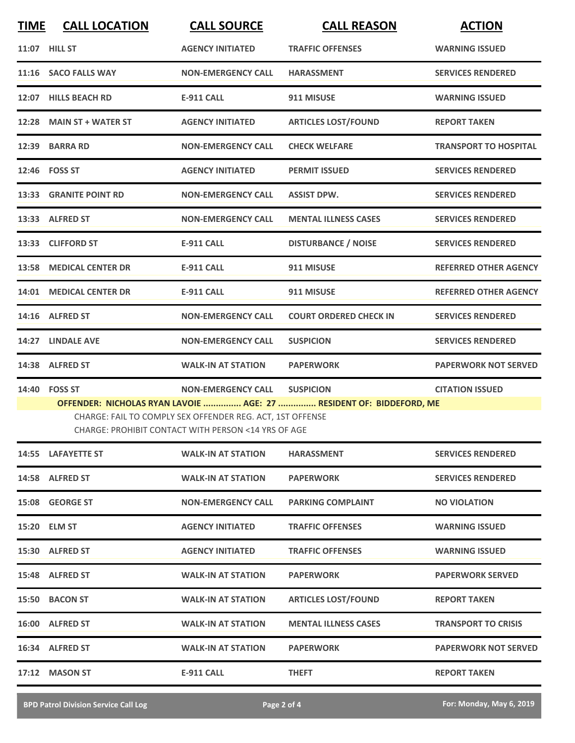| TIME | CALL LOCATION | CALL SOURCE | CALL REASON | ACTION |
|---|---|---|---|---|
| 11:07 | HILL ST | AGENCY INITIATED | TRAFFIC OFFENSES | WARNING ISSUED |
| 11:16 | SACO FALLS WAY | NON-EMERGENCY CALL | HARASSMENT | SERVICES RENDERED |
| 12:07 | HILLS BEACH RD | E-911 CALL | 911 MISUSE | WARNING ISSUED |
| 12:28 | MAIN ST + WATER ST | AGENCY INITIATED | ARTICLES LOST/FOUND | REPORT TAKEN |
| 12:39 | BARRA RD | NON-EMERGENCY CALL | CHECK WELFARE | TRANSPORT TO HOSPITAL |
| 12:46 | FOSS ST | AGENCY INITIATED | PERMIT ISSUED | SERVICES RENDERED |
| 13:33 | GRANITE POINT RD | NON-EMERGENCY CALL | ASSIST DPW. | SERVICES RENDERED |
| 13:33 | ALFRED ST | NON-EMERGENCY CALL | MENTAL ILLNESS CASES | SERVICES RENDERED |
| 13:33 | CLIFFORD ST | E-911 CALL | DISTURBANCE / NOISE | SERVICES RENDERED |
| 13:58 | MEDICAL CENTER DR | E-911 CALL | 911 MISUSE | REFERRED OTHER AGENCY |
| 14:01 | MEDICAL CENTER DR | E-911 CALL | 911 MISUSE | REFERRED OTHER AGENCY |
| 14:16 | ALFRED ST | NON-EMERGENCY CALL | COURT ORDERED CHECK IN | SERVICES RENDERED |
| 14:27 | LINDALE AVE | NON-EMERGENCY CALL | SUSPICION | SERVICES RENDERED |
| 14:38 | ALFRED ST | WALK-IN AT STATION | PAPERWORK | PAPERWORK NOT SERVED |
| 14:40 | FOSS ST | NON-EMERGENCY CALL | SUSPICION | CITATION ISSUED |

**OFFENDER: NICHOLAS RYAN LAVOIE ............... AGE: 27 ............... RESIDENT OF: BIDDEFORD, ME**

CHARGE: FAIL TO COMPLY SEX OFFENDER REG. ACT, 1ST OFFENSE
CHARGE: PROHIBIT CONTACT WITH PERSON <14 YRS OF AGE

| TIME | CALL LOCATION | CALL SOURCE | CALL REASON | ACTION |
|---|---|---|---|---|
| 14:55 | LAFAYETTE ST | WALK-IN AT STATION | HARASSMENT | SERVICES RENDERED |
| 14:58 | ALFRED ST | WALK-IN AT STATION | PAPERWORK | SERVICES RENDERED |
| 15:08 | GEORGE ST | NON-EMERGENCY CALL | PARKING COMPLAINT | NO VIOLATION |
| 15:20 | ELM ST | AGENCY INITIATED | TRAFFIC OFFENSES | WARNING ISSUED |
| 15:30 | ALFRED ST | AGENCY INITIATED | TRAFFIC OFFENSES | WARNING ISSUED |
| 15:48 | ALFRED ST | WALK-IN AT STATION | PAPERWORK | PAPERWORK SERVED |
| 15:50 | BACON ST | WALK-IN AT STATION | ARTICLES LOST/FOUND | REPORT TAKEN |
| 16:00 | ALFRED ST | WALK-IN AT STATION | MENTAL ILLNESS CASES | TRANSPORT TO CRISIS |
| 16:34 | ALFRED ST | WALK-IN AT STATION | PAPERWORK | PAPERWORK NOT SERVED |
| 17:12 | MASON ST | E-911 CALL | THEFT | REPORT TAKEN |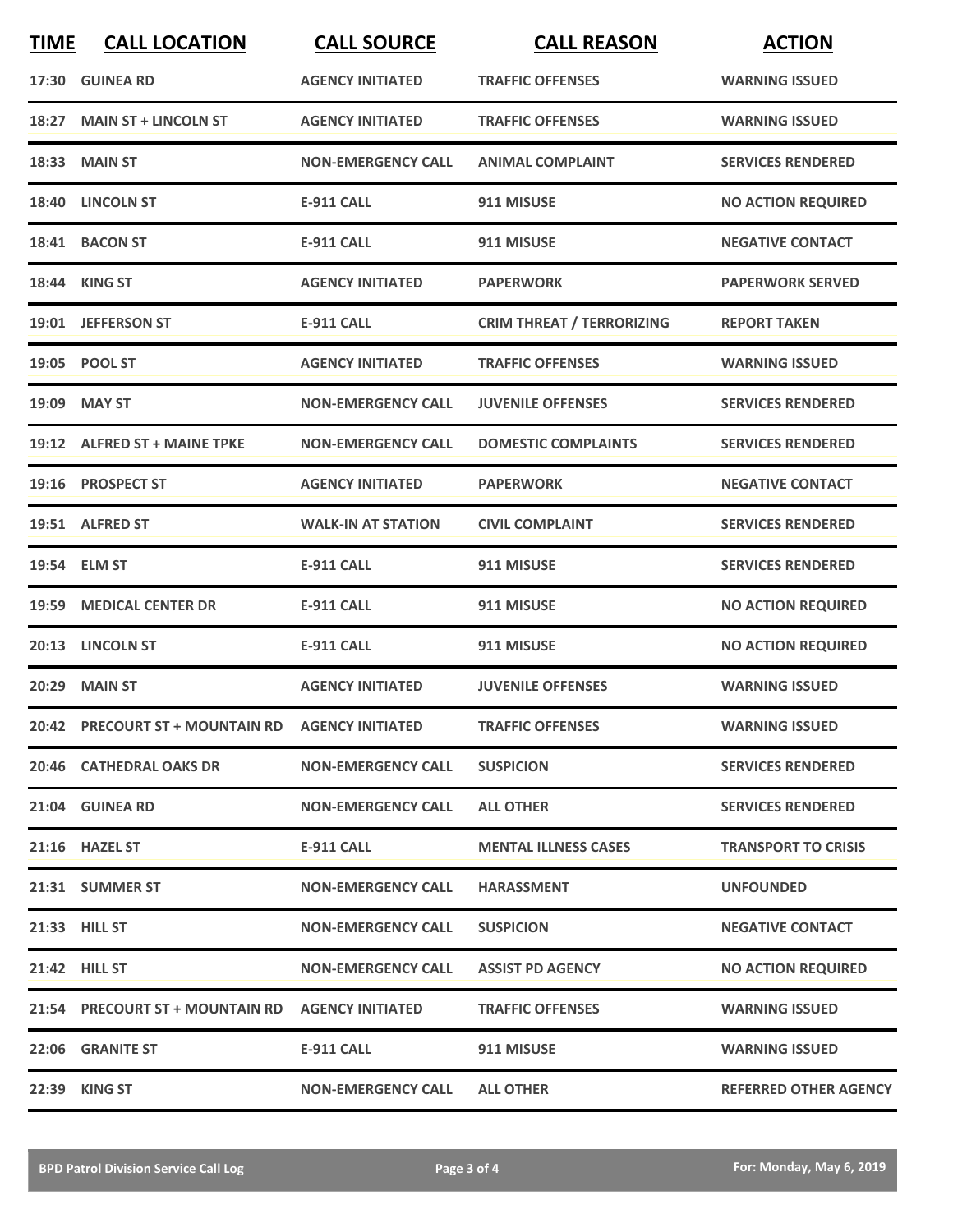| TIME | CALL LOCATION | CALL SOURCE | CALL REASON | ACTION |
|---|---|---|---|---|
| 17:30 | GUINEA RD | AGENCY INITIATED | TRAFFIC OFFENSES | WARNING ISSUED |
| 18:27 | MAIN ST + LINCOLN ST | AGENCY INITIATED | TRAFFIC OFFENSES | WARNING ISSUED |
| 18:33 | MAIN ST | NON-EMERGENCY CALL | ANIMAL COMPLAINT | SERVICES RENDERED |
| 18:40 | LINCOLN ST | E-911 CALL | 911 MISUSE | NO ACTION REQUIRED |
| 18:41 | BACON ST | E-911 CALL | 911 MISUSE | NEGATIVE CONTACT |
| 18:44 | KING ST | AGENCY INITIATED | PAPERWORK | PAPERWORK SERVED |
| 19:01 | JEFFERSON ST | E-911 CALL | CRIM THREAT / TERRORIZING | REPORT TAKEN |
| 19:05 | POOL ST | AGENCY INITIATED | TRAFFIC OFFENSES | WARNING ISSUED |
| 19:09 | MAY ST | NON-EMERGENCY CALL | JUVENILE OFFENSES | SERVICES RENDERED |
| 19:12 | ALFRED ST + MAINE TPKE | NON-EMERGENCY CALL | DOMESTIC COMPLAINTS | SERVICES RENDERED |
| 19:16 | PROSPECT ST | AGENCY INITIATED | PAPERWORK | NEGATIVE CONTACT |
| 19:51 | ALFRED ST | WALK-IN AT STATION | CIVIL COMPLAINT | SERVICES RENDERED |
| 19:54 | ELM ST | E-911 CALL | 911 MISUSE | SERVICES RENDERED |
| 19:59 | MEDICAL CENTER DR | E-911 CALL | 911 MISUSE | NO ACTION REQUIRED |
| 20:13 | LINCOLN ST | E-911 CALL | 911 MISUSE | NO ACTION REQUIRED |
| 20:29 | MAIN ST | AGENCY INITIATED | JUVENILE OFFENSES | WARNING ISSUED |
| 20:42 | PRECOURT ST + MOUNTAIN RD | AGENCY INITIATED | TRAFFIC OFFENSES | WARNING ISSUED |
| 20:46 | CATHEDRAL OAKS DR | NON-EMERGENCY CALL | SUSPICION | SERVICES RENDERED |
| 21:04 | GUINEA RD | NON-EMERGENCY CALL | ALL OTHER | SERVICES RENDERED |
| 21:16 | HAZEL ST | E-911 CALL | MENTAL ILLNESS CASES | TRANSPORT TO CRISIS |
| 21:31 | SUMMER ST | NON-EMERGENCY CALL | HARASSMENT | UNFOUNDED |
| 21:33 | HILL ST | NON-EMERGENCY CALL | SUSPICION | NEGATIVE CONTACT |
| 21:42 | HILL ST | NON-EMERGENCY CALL | ASSIST PD AGENCY | NO ACTION REQUIRED |
| 21:54 | PRECOURT ST + MOUNTAIN RD | AGENCY INITIATED | TRAFFIC OFFENSES | WARNING ISSUED |
| 22:06 | GRANITE ST | E-911 CALL | 911 MISUSE | WARNING ISSUED |
| 22:39 | KING ST | NON-EMERGENCY CALL | ALL OTHER | REFERRED OTHER AGENCY |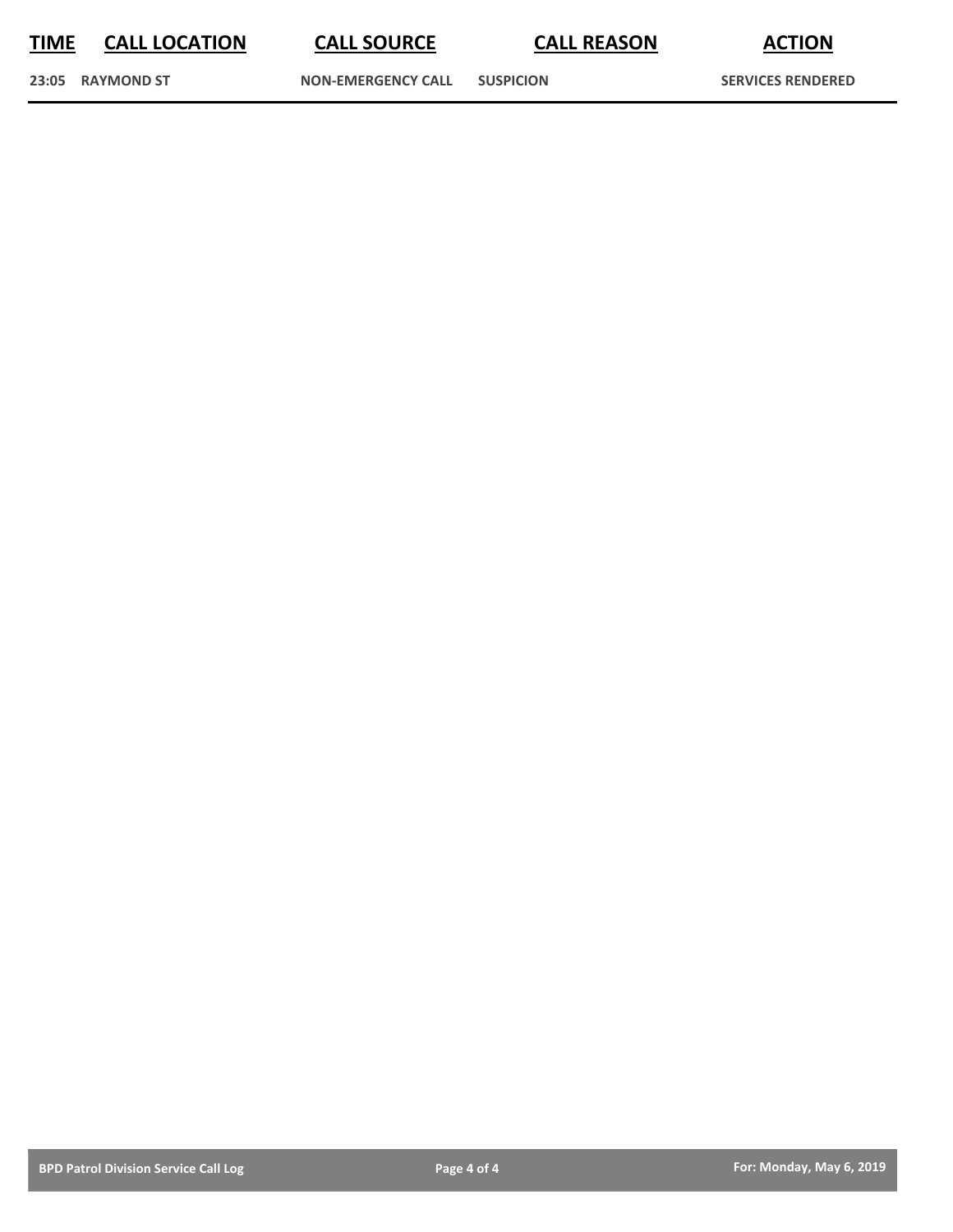| TIME | CALL LOCATION | CALL SOURCE | CALL REASON | ACTION |
|---|---|---|---|---|
| 23:05 | RAYMOND ST | NON-EMERGENCY CALL | SUSPICION | SERVICES RENDERED |